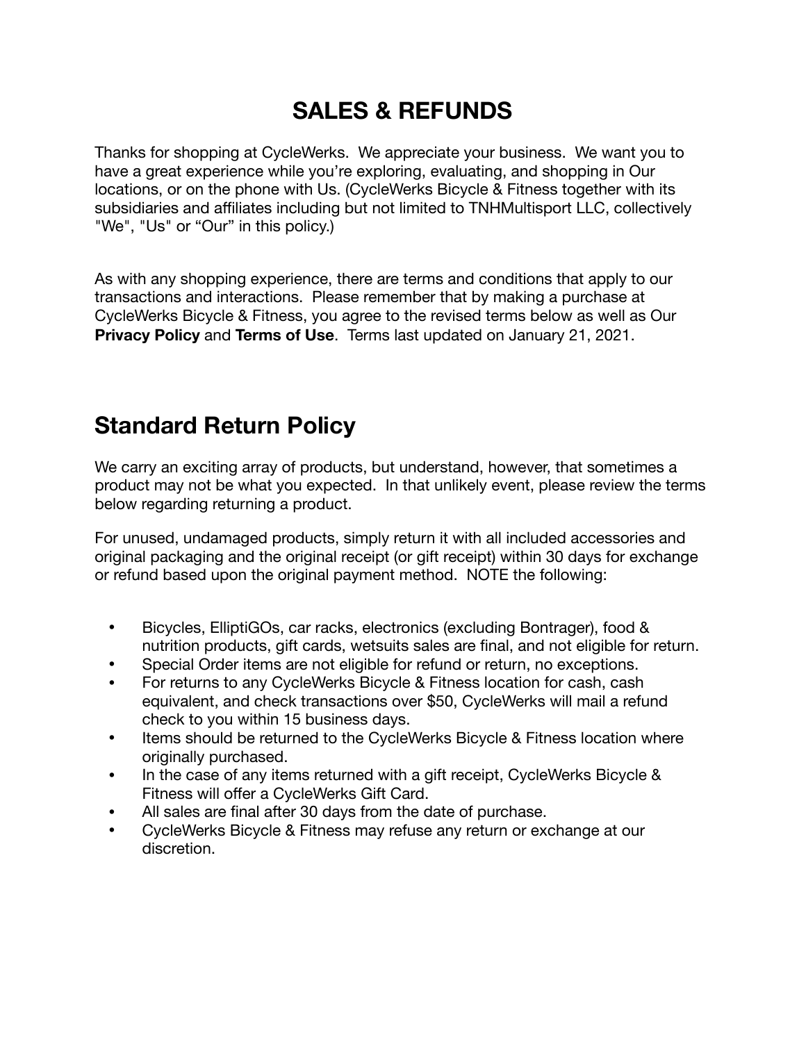# SALES & REFUNDS

Thanks for shopping at CycleWerks. We appreciate your business. We want you to have a great experience while you're exploring, evaluating, and shopping in Our locations, or on the phone with Us. (CycleWerks Bicycle & Fitness together with its subsidiaries and affiliates including but not limited to TNHMultisport LLC, collectively "We", "Us" or "Our" in this policy.)

As with any shopping experience, there are terms and conditions that apply to our transactions and interactions. Please remember that by making a purchase at CycleWerks Bicycle & Fitness, you agree to the revised terms below as well as Our **Privacy Policy** and **Terms of Use**. Terms last updated on January 21, 2021.

## Standard Return Policy

We carry an exciting array of products, but understand, however, that sometimes a product may not be what you expected. In that unlikely event, please review the terms below regarding returning a product.

For unused, undamaged products, simply return it with all included accessories and original packaging and the original receipt (or gift receipt) within 30 days for exchange or refund based upon the original payment method. NOTE the following:

- Bicycles, ElliptiGOs, car racks, electronics (excluding Bontrager), food & nutrition products, gift cards, wetsuits sales are final, and not eligible for return.
- Special Order items are not eligible for refund or return, no exceptions.
- For returns to any CycleWerks Bicycle & Fitness location for cash, cash equivalent, and check transactions over $50, CycleWerks will mail a refund check to you within 15 business days.
- Items should be returned to the CycleWerks Bicycle & Fitness location where originally purchased.
- In the case of any items returned with a gift receipt, CycleWerks Bicycle & Fitness will offer a CycleWerks Gift Card.
- All sales are final after 30 days from the date of purchase.
- CycleWerks Bicycle & Fitness may refuse any return or exchange at our discretion.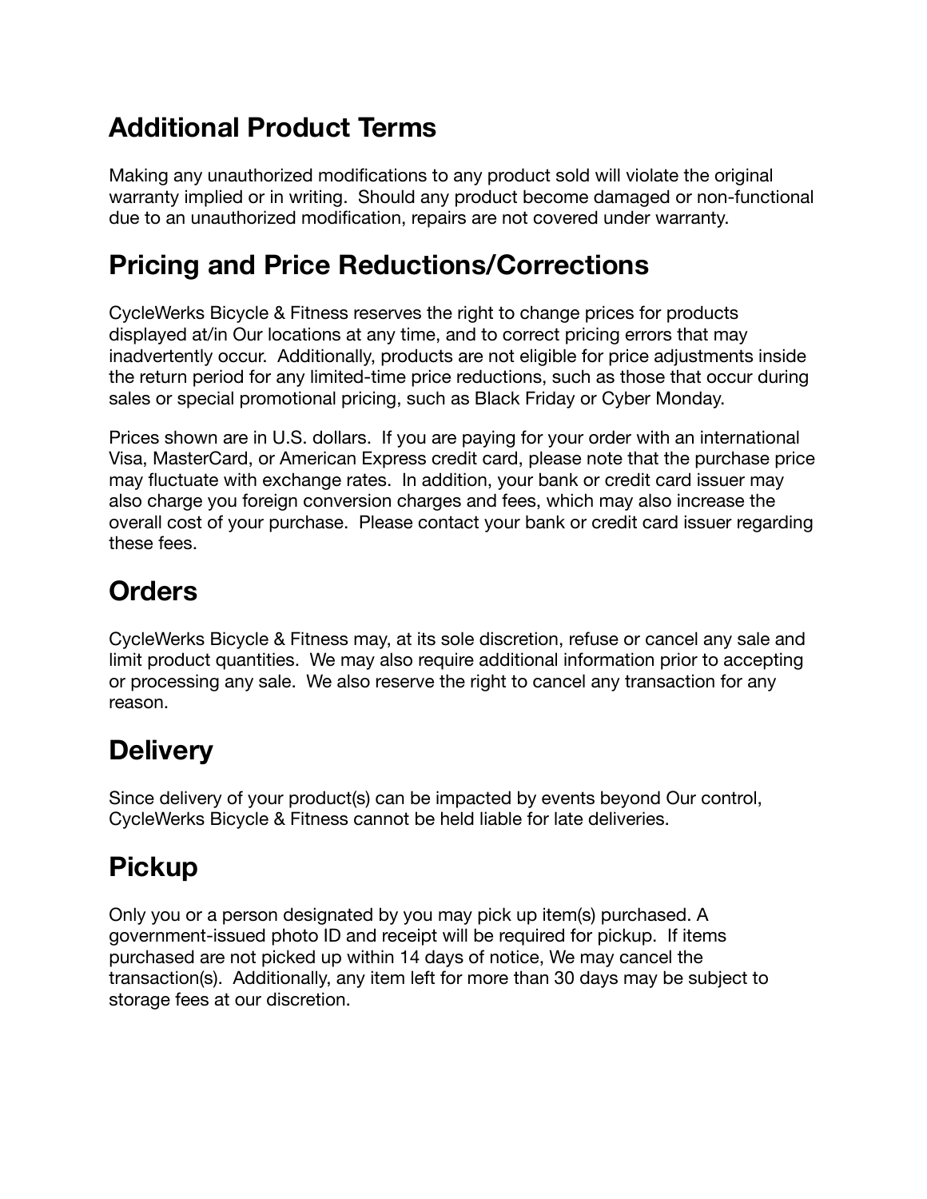## Additional Product Terms

Making any unauthorized modifications to any product sold will violate the original warranty implied or in writing. Should any product become damaged or non-functional due to an unauthorized modification, repairs are not covered under warranty.

## Pricing and Price Reductions/Corrections

CycleWerks Bicycle & Fitness reserves the right to change prices for products displayed at/in Our locations at any time, and to correct pricing errors that may inadvertently occur. Additionally, products are not eligible for price adjustments inside the return period for any limited-time price reductions, such as those that occur during sales or special promotional pricing, such as Black Friday or Cyber Monday.

Prices shown are in U.S. dollars. If you are paying for your order with an international Visa, MasterCard, or American Express credit card, please note that the purchase price may fluctuate with exchange rates. In addition, your bank or credit card issuer may also charge you foreign conversion charges and fees, which may also increase the overall cost of your purchase. Please contact your bank or credit card issuer regarding these fees.

## Orders

CycleWerks Bicycle & Fitness may, at its sole discretion, refuse or cancel any sale and limit product quantities. We may also require additional information prior to accepting or processing any sale. We also reserve the right to cancel any transaction for any reason.

## Delivery

Since delivery of your product(s) can be impacted by events beyond Our control, CycleWerks Bicycle & Fitness cannot be held liable for late deliveries.

## Pickup

Only you or a person designated by you may pick up item(s) purchased. A government-issued photo ID and receipt will be required for pickup. If items purchased are not picked up within 14 days of notice, We may cancel the transaction(s). Additionally, any item left for more than 30 days may be subject to storage fees at our discretion.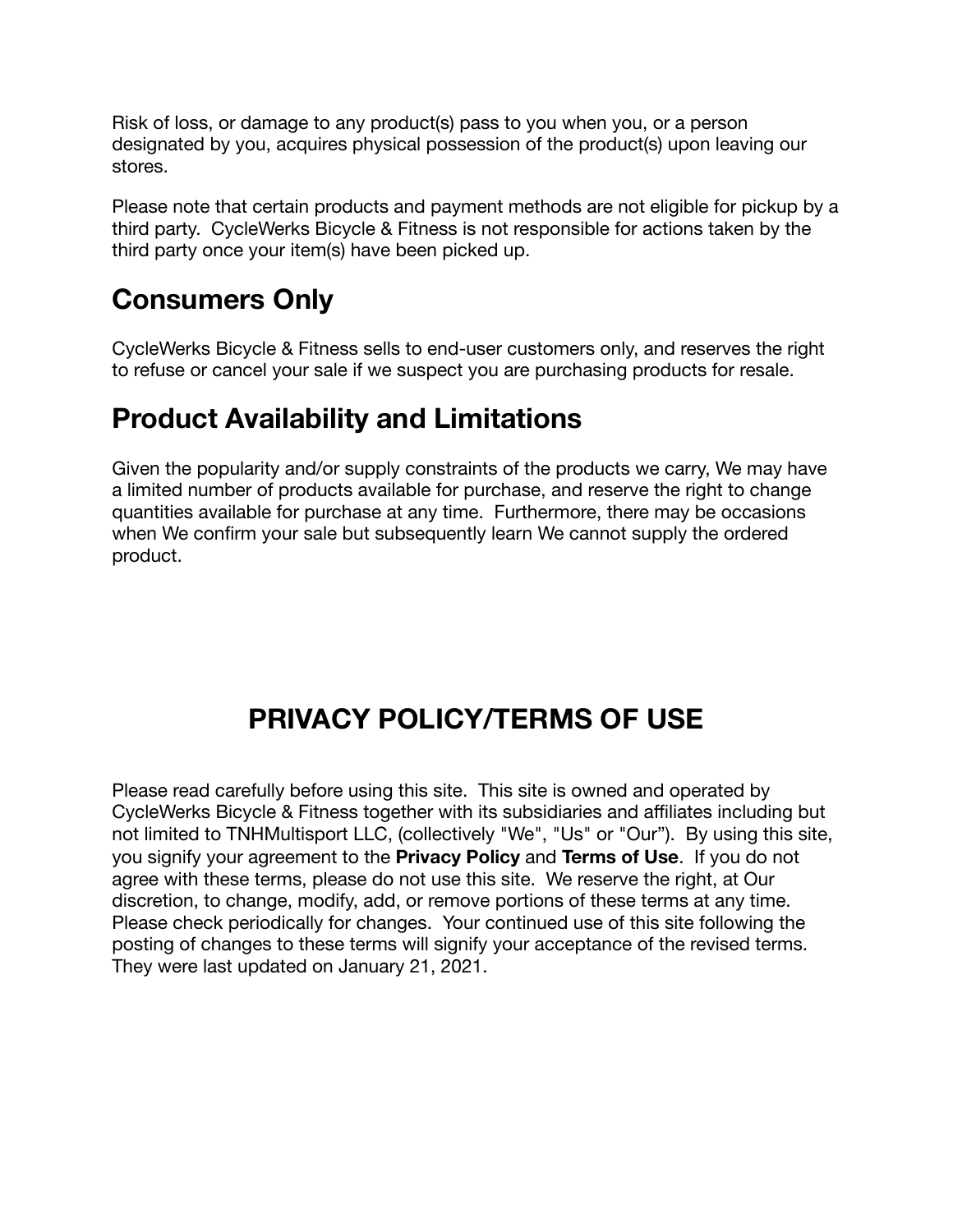Risk of loss, or damage to any product(s) pass to you when you, or a person designated by you, acquires physical possession of the product(s) upon leaving our stores.

Please note that certain products and payment methods are not eligible for pickup by a third party.  CycleWerks Bicycle & Fitness is not responsible for actions taken by the third party once your item(s) have been picked up.

## Consumers Only

CycleWerks Bicycle & Fitness sells to end-user customers only, and reserves the right to refuse or cancel your sale if we suspect you are purchasing products for resale.

## Product Availability and Limitations

Given the popularity and/or supply constraints of the products we carry, We may have a limited number of products available for purchase, and reserve the right to change quantities available for purchase at any time.  Furthermore, there may be occasions when We confirm your sale but subsequently learn We cannot supply the ordered product.

# PRIVACY POLICY/TERMS OF USE

Please read carefully before using this site.  This site is owned and operated by CycleWerks Bicycle & Fitness together with its subsidiaries and affiliates including but not limited to TNHMultisport LLC, (collectively "We", "Us" or "Our”).  By using this site, you signify your agreement to the **Privacy Policy** and **Terms of Use**.  If you do not agree with these terms, please do not use this site.  We reserve the right, at Our discretion, to change, modify, add, or remove portions of these terms at any time.  Please check periodically for changes.  Your continued use of this site following the posting of changes to these terms will signify your acceptance of the revised terms.  They were last updated on January 21, 2021.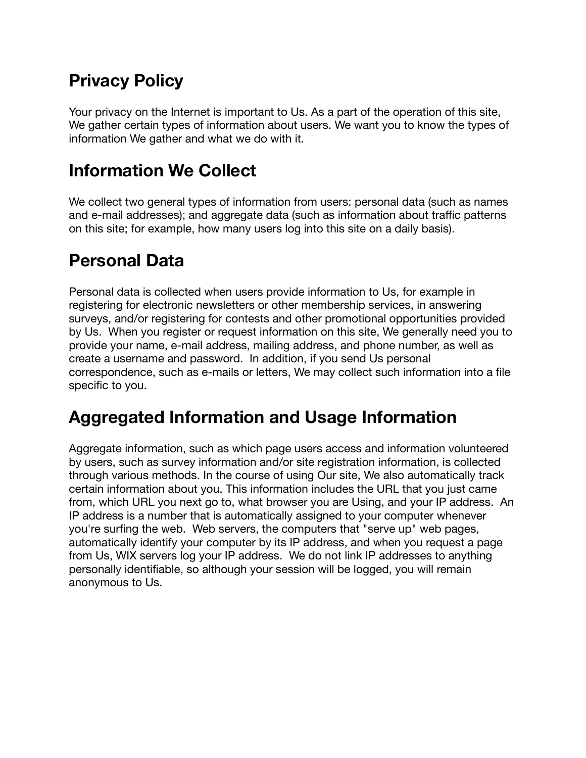## Privacy Policy

Your privacy on the Internet is important to Us. As a part of the operation of this site, We gather certain types of information about users. We want you to know the types of information We gather and what we do with it.

## Information We Collect

We collect two general types of information from users: personal data (such as names and e-mail addresses); and aggregate data (such as information about traffic patterns on this site; for example, how many users log into this site on a daily basis).

## Personal Data

Personal data is collected when users provide information to Us, for example in registering for electronic newsletters or other membership services, in answering surveys, and/or registering for contests and other promotional opportunities provided by Us. When you register or request information on this site, We generally need you to provide your name, e-mail address, mailing address, and phone number, as well as create a username and password. In addition, if you send Us personal correspondence, such as e-mails or letters, We may collect such information into a file specific to you.

## Aggregated Information and Usage Information

Aggregate information, such as which page users access and information volunteered by users, such as survey information and/or site registration information, is collected through various methods. In the course of using Our site, We also automatically track certain information about you. This information includes the URL that you just came from, which URL you next go to, what browser you are Using, and your IP address. An IP address is a number that is automatically assigned to your computer whenever you're surfing the web. Web servers, the computers that "serve up" web pages, automatically identify your computer by its IP address, and when you request a page from Us, WIX servers log your IP address. We do not link IP addresses to anything personally identifiable, so although your session will be logged, you will remain anonymous to Us.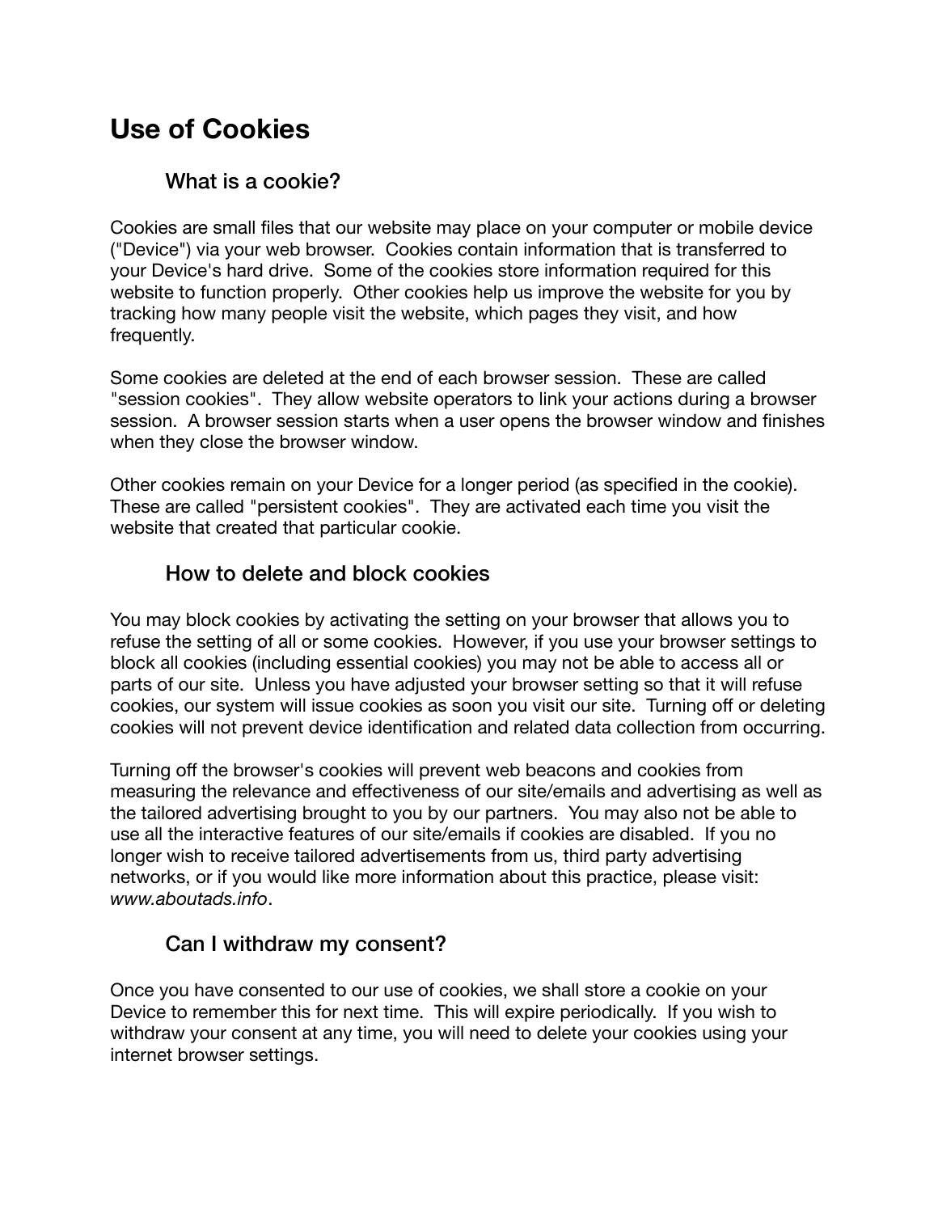# Use of Cookies

## What is a cookie?

Cookies are small files that our website may place on your computer or mobile device ("Device") via your web browser. Cookies contain information that is transferred to your Device's hard drive. Some of the cookies store information required for this website to function properly. Other cookies help us improve the website for you by tracking how many people visit the website, which pages they visit, and how frequently.

Some cookies are deleted at the end of each browser session. These are called "session cookies". They allow website operators to link your actions during a browser session. A browser session starts when a user opens the browser window and finishes when they close the browser window.

Other cookies remain on your Device for a longer period (as specified in the cookie). These are called "persistent cookies". They are activated each time you visit the website that created that particular cookie.

## How to delete and block cookies

You may block cookies by activating the setting on your browser that allows you to refuse the setting of all or some cookies. However, if you use your browser settings to block all cookies (including essential cookies) you may not be able to access all or parts of our site. Unless you have adjusted your browser setting so that it will refuse cookies, our system will issue cookies as soon you visit our site. Turning off or deleting cookies will not prevent device identification and related data collection from occurring.

Turning off the browser's cookies will prevent web beacons and cookies from measuring the relevance and effectiveness of our site/emails and advertising as well as the tailored advertising brought to you by our partners. You may also not be able to use all the interactive features of our site/emails if cookies are disabled. If you no longer wish to receive tailored advertisements from us, third party advertising networks, or if you would like more information about this practice, please visit: *www.aboutads.info*.

## Can I withdraw my consent?

Once you have consented to our use of cookies, we shall store a cookie on your Device to remember this for next time. This will expire periodically. If you wish to withdraw your consent at any time, you will need to delete your cookies using your internet browser settings.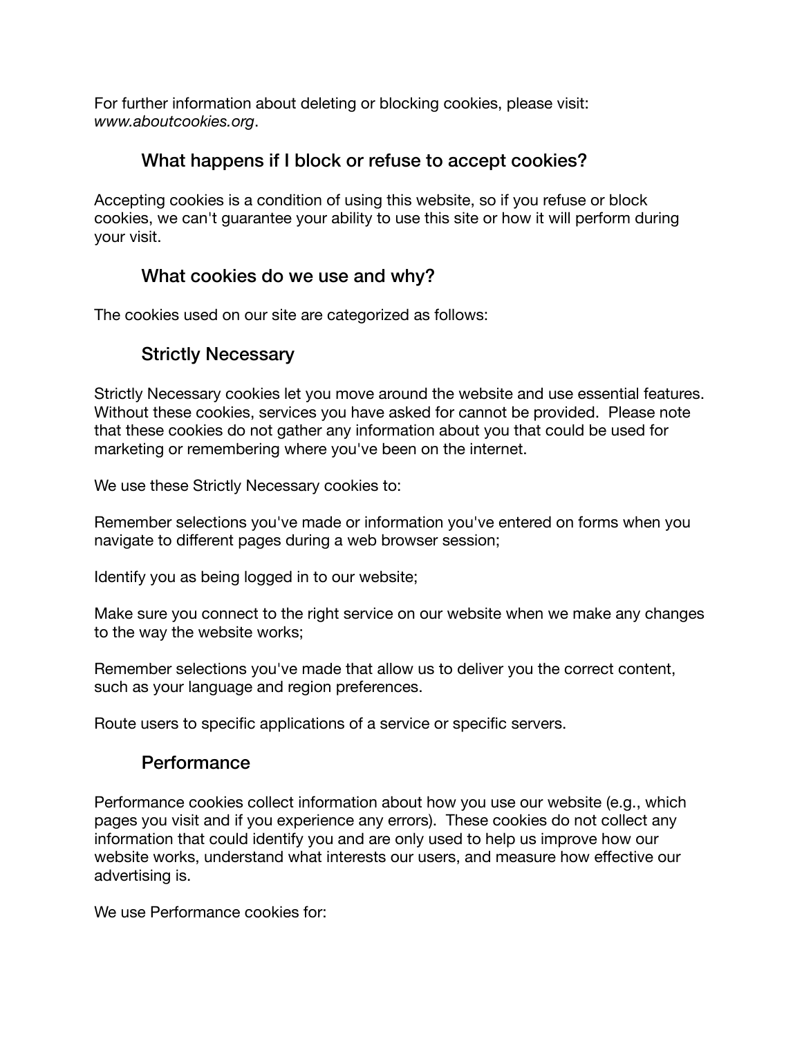For further information about deleting or blocking cookies, please visit: *www.aboutcookies.org*.

## What happens if I block or refuse to accept cookies?

Accepting cookies is a condition of using this website, so if you refuse or block cookies, we can't guarantee your ability to use this site or how it will perform during your visit.

## What cookies do we use and why?

The cookies used on our site are categorized as follows:

## Strictly Necessary

Strictly Necessary cookies let you move around the website and use essential features. Without these cookies, services you have asked for cannot be provided. Please note that these cookies do not gather any information about you that could be used for marketing or remembering where you've been on the internet.

We use these Strictly Necessary cookies to:

Remember selections you've made or information you've entered on forms when you navigate to different pages during a web browser session;

Identify you as being logged in to our website;

Make sure you connect to the right service on our website when we make any changes to the way the website works;

Remember selections you've made that allow us to deliver you the correct content, such as your language and region preferences.

Route users to specific applications of a service or specific servers.

## Performance

Performance cookies collect information about how you use our website (e.g., which pages you visit and if you experience any errors). These cookies do not collect any information that could identify you and are only used to help us improve how our website works, understand what interests our users, and measure how effective our advertising is.

We use Performance cookies for: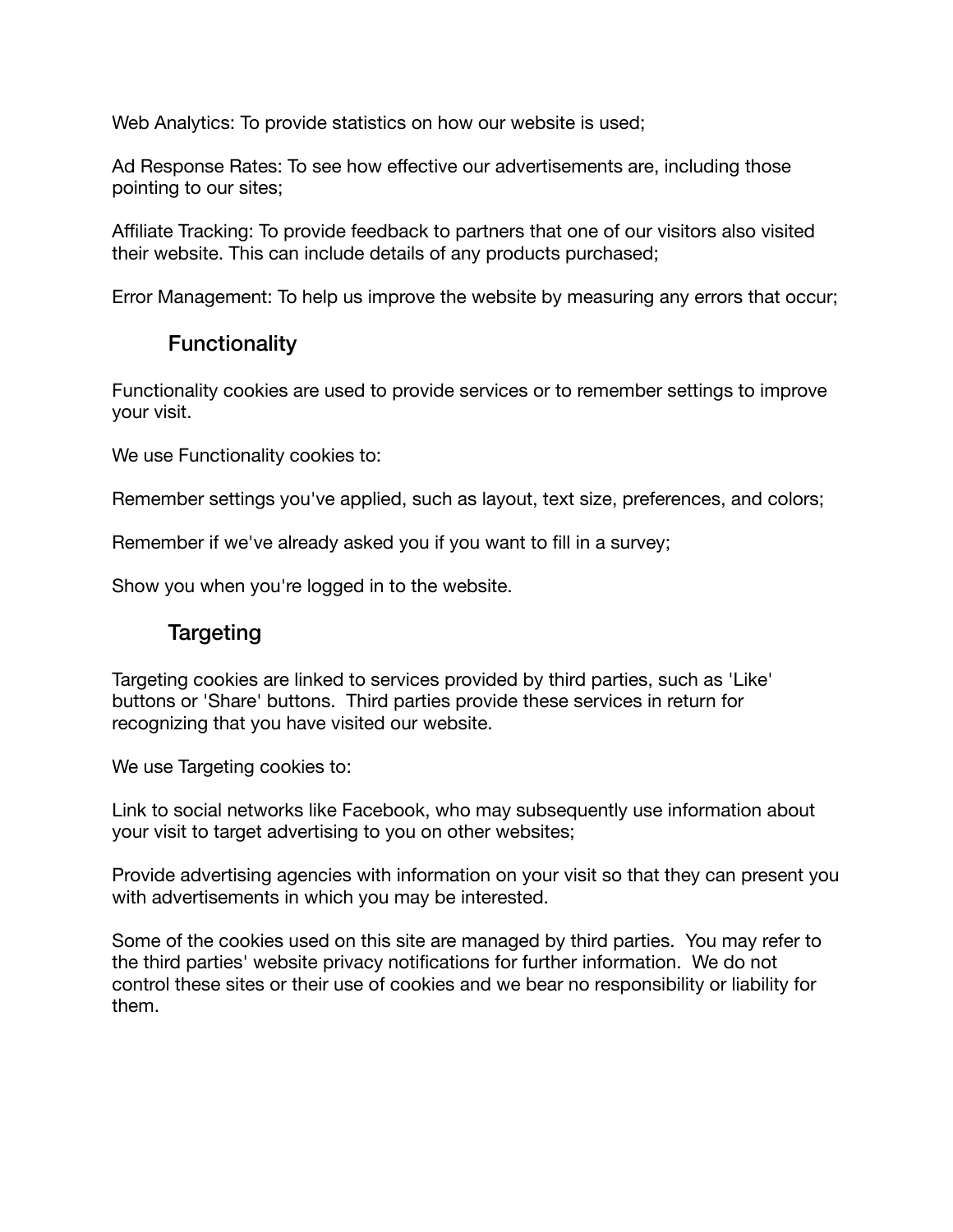Web Analytics: To provide statistics on how our website is used;

Ad Response Rates: To see how effective our advertisements are, including those pointing to our sites;

Affiliate Tracking: To provide feedback to partners that one of our visitors also visited their website. This can include details of any products purchased;

Error Management: To help us improve the website by measuring any errors that occur;

### Functionality

Functionality cookies are used to provide services or to remember settings to improve your visit.

We use Functionality cookies to:

Remember settings you've applied, such as layout, text size, preferences, and colors;

Remember if we've already asked you if you want to fill in a survey;

Show you when you're logged in to the website.

### Targeting

Targeting cookies are linked to services provided by third parties, such as 'Like' buttons or 'Share' buttons. Third parties provide these services in return for recognizing that you have visited our website.

We use Targeting cookies to:

Link to social networks like Facebook, who may subsequently use information about your visit to target advertising to you on other websites;

Provide advertising agencies with information on your visit so that they can present you with advertisements in which you may be interested.

Some of the cookies used on this site are managed by third parties. You may refer to the third parties' website privacy notifications for further information. We do not control these sites or their use of cookies and we bear no responsibility or liability for them.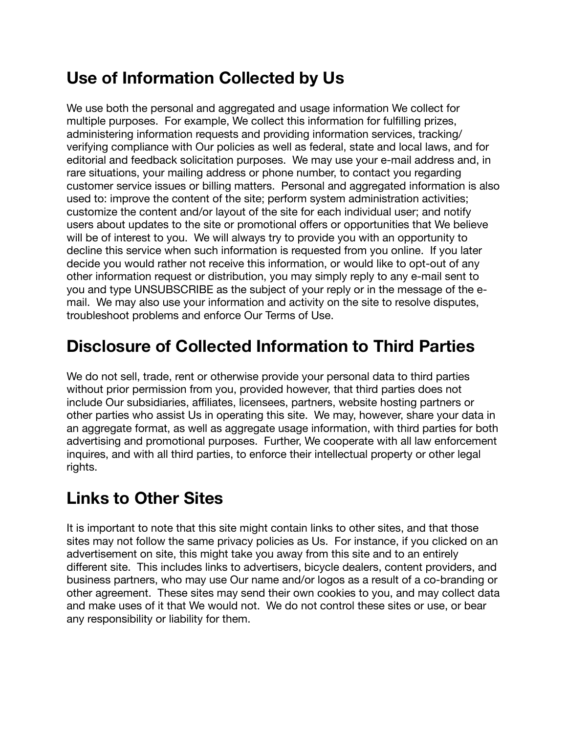## Use of Information Collected by Us

We use both the personal and aggregated and usage information We collect for multiple purposes. For example, We collect this information for fulfilling prizes, administering information requests and providing information services, tracking/verifying compliance with Our policies as well as federal, state and local laws, and for editorial and feedback solicitation purposes. We may use your e-mail address and, in rare situations, your mailing address or phone number, to contact you regarding customer service issues or billing matters. Personal and aggregated information is also used to: improve the content of the site; perform system administration activities; customize the content and/or layout of the site for each individual user; and notify users about updates to the site or promotional offers or opportunities that We believe will be of interest to you. We will always try to provide you with an opportunity to decline this service when such information is requested from you online. If you later decide you would rather not receive this information, or would like to opt-out of any other information request or distribution, you may simply reply to any e-mail sent to you and type UNSUBSCRIBE as the subject of your reply or in the message of the e-mail. We may also use your information and activity on the site to resolve disputes, troubleshoot problems and enforce Our Terms of Use.

## Disclosure of Collected Information to Third Parties

We do not sell, trade, rent or otherwise provide your personal data to third parties without prior permission from you, provided however, that third parties does not include Our subsidiaries, affiliates, licensees, partners, website hosting partners or other parties who assist Us in operating this site. We may, however, share your data in an aggregate format, as well as aggregate usage information, with third parties for both advertising and promotional purposes. Further, We cooperate with all law enforcement inquires, and with all third parties, to enforce their intellectual property or other legal rights.

## Links to Other Sites

It is important to note that this site might contain links to other sites, and that those sites may not follow the same privacy policies as Us. For instance, if you clicked on an advertisement on site, this might take you away from this site and to an entirely different site. This includes links to advertisers, bicycle dealers, content providers, and business partners, who may use Our name and/or logos as a result of a co-branding or other agreement. These sites may send their own cookies to you, and may collect data and make uses of it that We would not. We do not control these sites or use, or bear any responsibility or liability for them.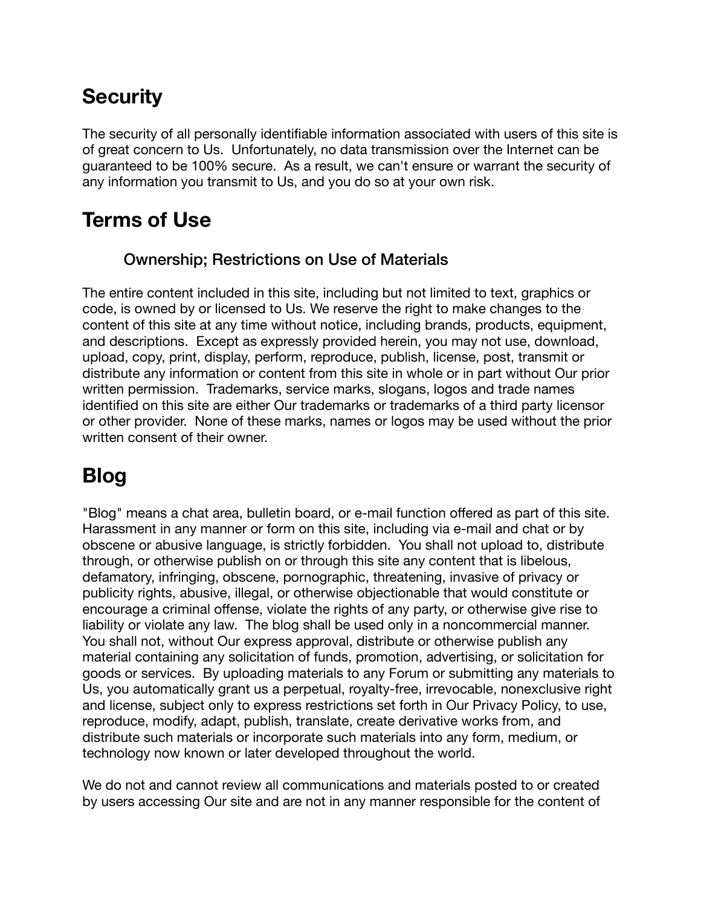# Security

The security of all personally identifiable information associated with users of this site is of great concern to Us.  Unfortunately, no data transmission over the Internet can be guaranteed to be 100% secure.  As a result, we can't ensure or warrant the security of any information you transmit to Us, and you do so at your own risk.

# Terms of Use

### Ownership; Restrictions on Use of Materials

The entire content included in this site, including but not limited to text, graphics or code, is owned by or licensed to Us. We reserve the right to make changes to the content of this site at any time without notice, including brands, products, equipment, and descriptions.  Except as expressly provided herein, you may not use, download, upload, copy, print, display, perform, reproduce, publish, license, post, transmit or distribute any information or content from this site in whole or in part without Our prior written permission.  Trademarks, service marks, slogans, logos and trade names identified on this site are either Our trademarks or trademarks of a third party licensor or other provider.  None of these marks, names or logos may be used without the prior written consent of their owner.

# Blog

"Blog" means a chat area, bulletin board, or e-mail function offered as part of this site.  Harassment in any manner or form on this site, including via e-mail and chat or by obscene or abusive language, is strictly forbidden.  You shall not upload to, distribute through, or otherwise publish on or through this site any content that is libelous, defamatory, infringing, obscene, pornographic, threatening, invasive of privacy or publicity rights, abusive, illegal, or otherwise objectionable that would constitute or encourage a criminal offense, violate the rights of any party, or otherwise give rise to liability or violate any law.  The blog shall be used only in a noncommercial manner.  You shall not, without Our express approval, distribute or otherwise publish any material containing any solicitation of funds, promotion, advertising, or solicitation for goods or services.  By uploading materials to any Forum or submitting any materials to Us, you automatically grant us a perpetual, royalty-free, irrevocable, nonexclusive right and license, subject only to express restrictions set forth in Our Privacy Policy, to use, reproduce, modify, adapt, publish, translate, create derivative works from, and distribute such materials or incorporate such materials into any form, medium, or technology now known or later developed throughout the world.

We do not and cannot review all communications and materials posted to or created by users accessing Our site and are not in any manner responsible for the content of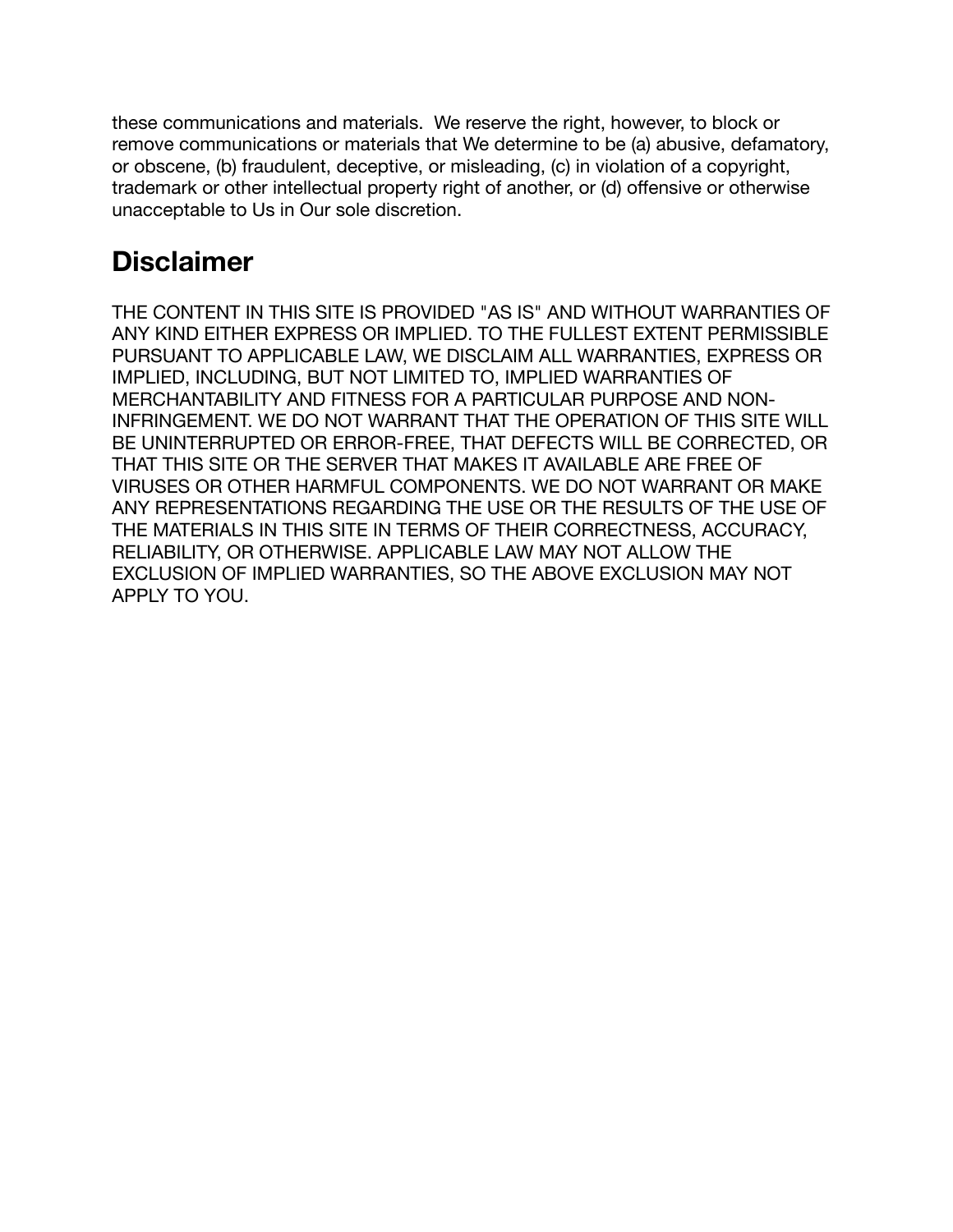these communications and materials. We reserve the right, however, to block or remove communications or materials that We determine to be (a) abusive, defamatory, or obscene, (b) fraudulent, deceptive, or misleading, (c) in violation of a copyright, trademark or other intellectual property right of another, or (d) offensive or otherwise unacceptable to Us in Our sole discretion.

## Disclaimer

THE CONTENT IN THIS SITE IS PROVIDED "AS IS" AND WITHOUT WARRANTIES OF ANY KIND EITHER EXPRESS OR IMPLIED. TO THE FULLEST EXTENT PERMISSIBLE PURSUANT TO APPLICABLE LAW, WE DISCLAIM ALL WARRANTIES, EXPRESS OR IMPLIED, INCLUDING, BUT NOT LIMITED TO, IMPLIED WARRANTIES OF MERCHANTABILITY AND FITNESS FOR A PARTICULAR PURPOSE AND NON-INFRINGEMENT. WE DO NOT WARRANT THAT THE OPERATION OF THIS SITE WILL BE UNINTERRUPTED OR ERROR-FREE, THAT DEFECTS WILL BE CORRECTED, OR THAT THIS SITE OR THE SERVER THAT MAKES IT AVAILABLE ARE FREE OF VIRUSES OR OTHER HARMFUL COMPONENTS. WE DO NOT WARRANT OR MAKE ANY REPRESENTATIONS REGARDING THE USE OR THE RESULTS OF THE USE OF THE MATERIALS IN THIS SITE IN TERMS OF THEIR CORRECTNESS, ACCURACY, RELIABILITY, OR OTHERWISE. APPLICABLE LAW MAY NOT ALLOW THE EXCLUSION OF IMPLIED WARRANTIES, SO THE ABOVE EXCLUSION MAY NOT APPLY TO YOU.